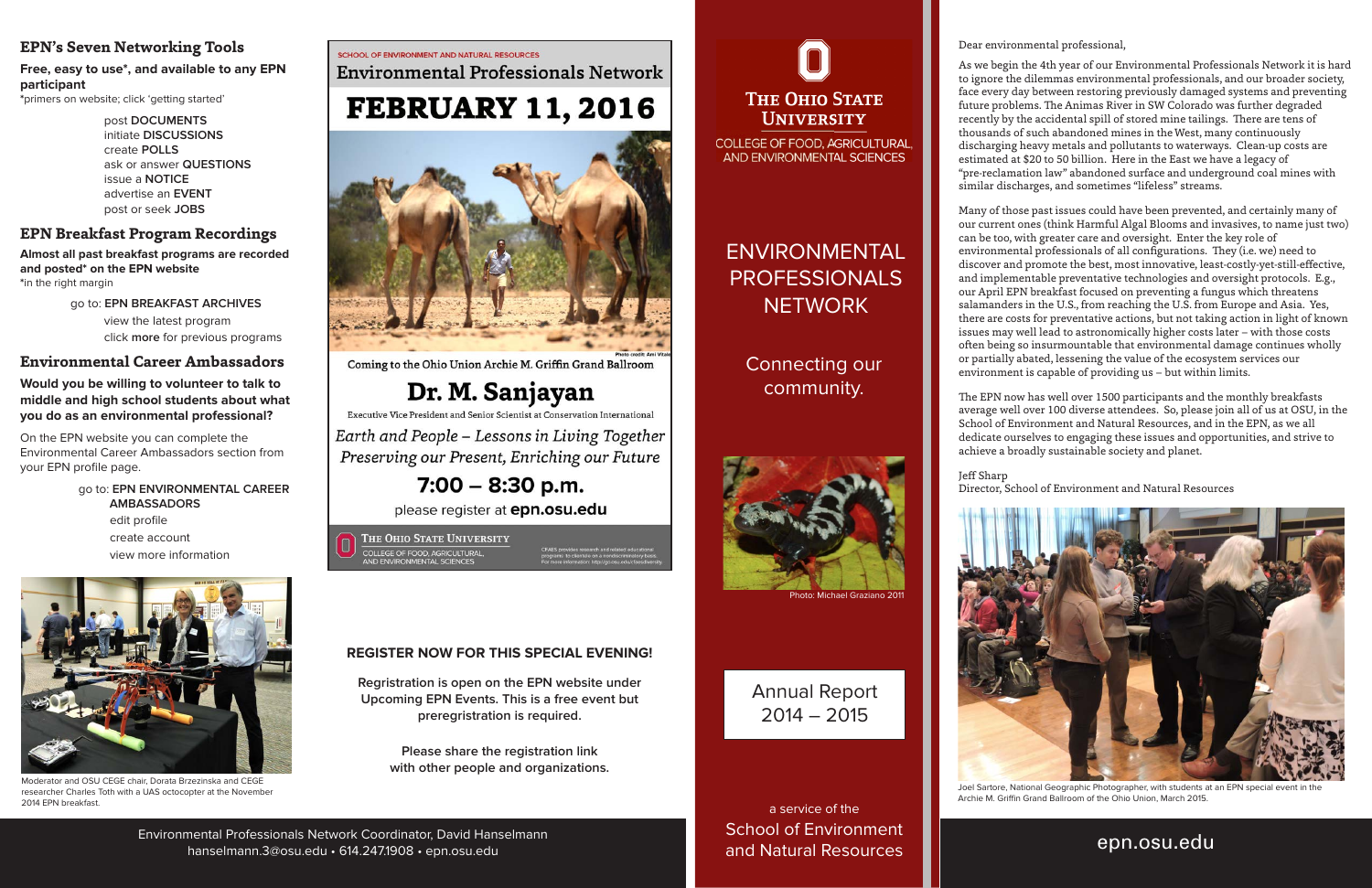## EPN's Seven Networking Tools

**Free, easy to use*, and available to any EPN participant**
*primers on website; click 'getting started'

- post **DOCUMENTS**
- initiate **DISCUSSIONS**
- create **POLLS**
- ask or answer **QUESTIONS**
- issue a **NOTICE**
- advertise an **EVENT**
- post or seek **JOBS**

## EPN Breakfast Program Recordings

**Almost all past breakfast programs are recorded and posted* on the EPN website**
*in the right margin

go to: **EPN BREAKFAST ARCHIVES**
view the latest program
click **more** for previous programs

## Environmental Career Ambassadors

**Would you be willing to volunteer to talk to middle and high school students about what you do as an environmental professional?**

On the EPN website you can complete the Environmental Career Ambassadors section from your EPN profile page.

go to: **EPN ENVIRONMENTAL CAREER AMBASSADORS**
edit profile
create account
view more information

Moderator and OSU CEGE chair, Dorata Brzezinska and CEGE researcher Charles Toth with a UAS octocopter at the November 2014 EPN breakfast.

SCHOOL OF ENVIRONMENT AND NATURAL RESOURCES
Environmental Professionals Network

# FEBRUARY 11, 2016

Photo credit: Ami Vitale

Coming to the Ohio Union Archie M. Griffin Grand Ballroom

## Dr. M. Sanjayan

Executive Vice President and Senior Scientist at Conservation International

*Earth and People – Lessons in Living Together*
*Preserving our Present, Enriching our Future*

**7:00 – 8:30 p.m.**

please register at **epn.osu.edu**

The Ohio State University
College of Food, Agricultural, and Environmental Sciences

CFAES provides research and related educational programs to clientele on a nondiscriminatory basis. For more information: http://go.osu.edu/cfaesdiversity.

**REGISTER NOW FOR THIS SPECIAL EVENING!**

**Regristration is open on the EPN website under Upcoming EPN Events. This is a free event but preregistration is required.**

**Please share the registration link with other people and organizations.**

Environmental Professionals Network Coordinator, David Hanselmann
hanselmann.3@osu.edu • 614.247.1908 • epn.osu.edu

The Ohio State University
College of Food, Agricultural, and Environmental Sciences

# ENVIRONMENTAL PROFESSIONALS NETWORK

Connecting our community.

Photo: Michael Graziano 2011

Annual Report
2014 – 2015

a service of the
School of Environment and Natural Resources

Dear environmental professional,

As we begin the 4th year of our Environmental Professionals Network it is hard to ignore the dilemmas environmental professionals, and our broader society, face every day between restoring previously damaged systems and preventing future problems. The Animas River in SW Colorado was further degraded recently by the accidental spill of stored mine tailings. There are tens of thousands of such abandoned mines in the West, many continuously discharging heavy metals and pollutants to waterways. Clean-up costs are estimated at $20 to 50 billion. Here in the East we have a legacy of "pre-reclamation law" abandoned surface and underground coal mines with similar discharges, and sometimes "lifeless" streams.

Many of those past issues could have been prevented, and certainly many of our current ones (think Harmful Algal Blooms and invasives, to name just two) can be too, with greater care and oversight. Enter the key role of environmental professionals of all configurations. They (i.e. we) need to discover and promote the best, most innovative, least-costly-yet-still-effective, and implementable preventative technologies and oversight protocols. E.g., our April EPN breakfast focused on preventing a fungus which threatens salamanders in the U.S., from reaching the U.S. from Europe and Asia. Yes, there are costs for preventative actions, but not taking action in light of known issues may well lead to astronomically higher costs later – with those costs often being so insurmountable that environmental damage continues wholly or partially abated, lessening the value of the ecosystem services our environment is capable of providing us – but within limits.

The EPN now has well over 1500 participants and the monthly breakfasts average well over 100 diverse attendees. So, please join all of us at OSU, in the School of Environment and Natural Resources, and in the EPN, as we all dedicate ourselves to engaging these issues and opportunities, and strive to achieve a broadly sustainable society and planet.

Jeff Sharp
Director, School of Environment and Natural Resources

Joel Sartore, National Geographic Photographer, with students at an EPN special event in the Archie M. Griffin Grand Ballroom of the Ohio Union, March 2015.

epn.osu.edu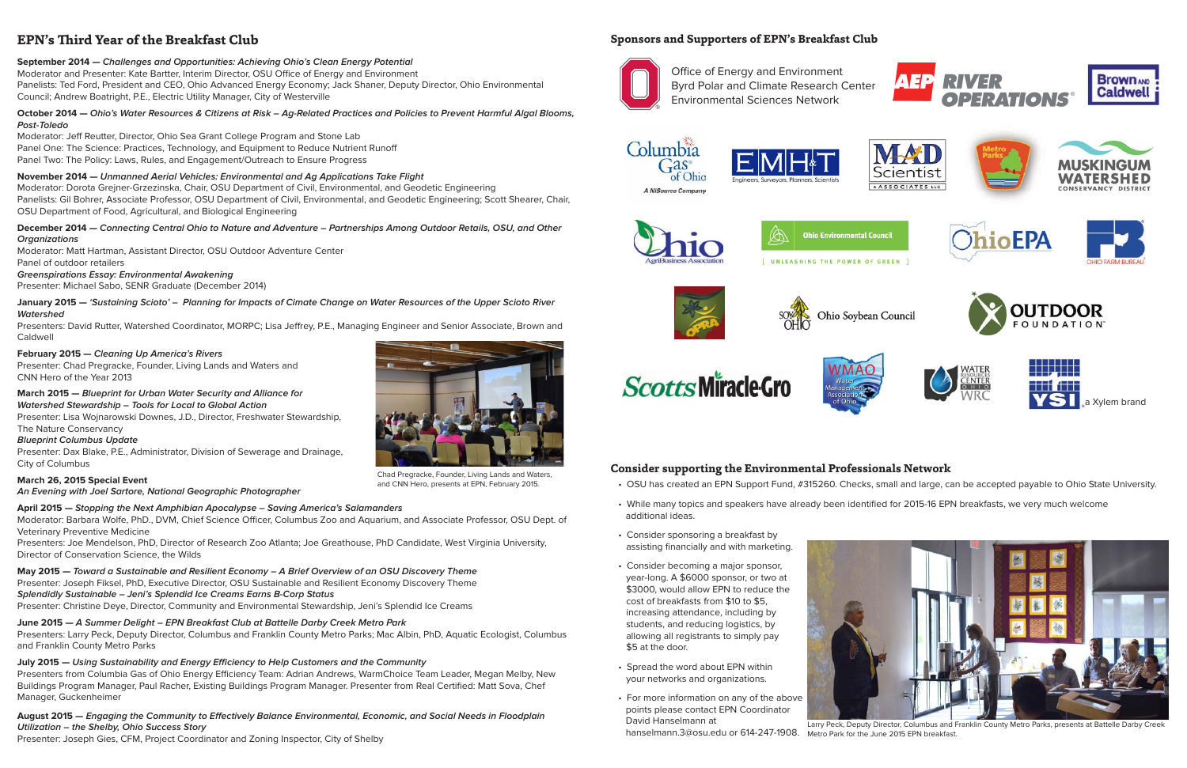## EPN's Third Year of the Breakfast Club

**September 2014 —** ***Challenges and Opportunities: Achieving Ohio's Clean Energy Potential***
Moderator and Presenter: Kate Bartter, Interim Director, OSU Office of Energy and Environment
Panelists: Ted Ford, President and CEO, Ohio Advanced Energy Economy; Jack Shaner, Deputy Director, Ohio Environmental Council; Andrew Boatright, P.E., Electric Utility Manager, City of Westerville

**October 2014 —** ***Ohio's Water Resources & Citizens at Risk – Ag-Related Practices and Policies to Prevent Harmful Algal Blooms, Post-Toledo***
Moderator: Jeff Reutter, Director, Ohio Sea Grant College Program and Stone Lab
Panel One: The Science: Practices, Technology, and Equipment to Reduce Nutrient Runoff
Panel Two: The Policy: Laws, Rules, and Engagement/Outreach to Ensure Progress

**November 2014 —** ***Unmanned Aerial Vehicles: Environmental and Ag Applications Take Flight***
Moderator: Dorota Grejner-Grzezinska, Chair, OSU Department of Civil, Environmental, and Geodetic Engineering
Panelists: Gil Bohrer, Associate Professor, OSU Department of Civil, Environmental, and Geodetic Engineering; Scott Shearer, Chair, OSU Department of Food, Agricultural, and Biological Engineering

**December 2014 —** ***Connecting Central Ohio to Nature and Adventure – Partnerships Among Outdoor Retails, OSU, and Other Organizations***
Moderator: Matt Hartman, Assistant Director, OSU Outdoor Adventure Center
Panel of outdoor retailers
***Greenspirations Essay: Environmental Awakening***
Presenter: Michael Sabo, SENR Graduate (December 2014)

**January 2015 —** ***'Sustaining Scioto' – Planning for Impacts of Cimate Change on Water Resources of the Upper Scioto River Watershed***
Presenters: David Rutter, Watershed Coordinator, MORPC; Lisa Jeffrey, P.E., Managing Engineer and Senior Associate, Brown and Caldwell

**February 2015 —** ***Cleaning Up America's Rivers***
Presenter: Chad Pregracke, Founder, Living Lands and Waters and CNN Hero of the Year 2013

**March 2015 —** ***Blueprint for Urban Water Security and Alliance for Watershed Stewardship – Tools for Local to Global Action***
Presenter: Lisa Wojnarowski Downes, J.D., Director, Freshwater Stewardship, The Nature Conservancy
***Blueprint Columbus Update***
Presenter: Dax Blake, P.E., Administrator, Division of Sewerage and Drainage, City of Columbus

Chad Pregracke, Founder, Living Lands and Waters, and CNN Hero, presents at EPN, February 2015.

**March 26, 2015 Special Event**
***An Evening with Joel Sartore, National Geographic Photographer***

**April 2015 —** ***Stopping the Next Amphibian Apocalypse – Saving America's Salamanders***
Moderator: Barbara Wolfe, PhD., DVM, Chief Science Officer, Columbus Zoo and Aquarium, and Associate Professor, OSU Dept. of Veterinary Preventive Medicine
Presenters: Joe Mendelson, PhD, Director of Research Zoo Atlanta; Joe Greathouse, PhD Candidate, West Virginia University, Director of Conservation Science, the Wilds

**May 2015 —** ***Toward a Sustainable and Resilient Economy – A Brief Overview of an OSU Discovery Theme***
Presenter: Joseph Fiksel, PhD, Executive Director, OSU Sustainable and Resilient Economy Discovery Theme
***Splendidly Sustainable – Jeni's Splendid Ice Creams Earns B-Corp Status***
Presenter: Christine Deye, Director, Community and Environmental Stewardship, Jeni's Splendid Ice Creams

**June 2015 —** ***A Summer Delight – EPN Breakfast Club at Battelle Darby Creek Metro Park***
Presenters: Larry Peck, Deputy Director, Columbus and Franklin County Metro Parks; Mac Albin, PhD, Aquatic Ecologist, Columbus and Franklin County Metro Parks

**July 2015 —** ***Using Sustainability and Energy Efficiency to Help Customers and the Community***
Presenters from Columbia Gas of Ohio Energy Efficiency Team: Adrian Andrews, WarmChoice Team Leader, Megan Melby, New Buildings Program Manager, Paul Racher, Existing Buildings Program Manager. Presenter from Real Certified: Matt Sova, Chef Manager, Guckenheimer

**August 2015 —** ***Engaging the Community to Effectively Balance Environmental, Economic, and Social Needs in Floodplain Utilization – the Shelby, Ohio Success Story***
Presenter: Joseph Gies, CFM, Project Coordinator and Zoning Inspector, City of Shelby

## Sponsors and Supporters of EPN's Breakfast Club

Office of Energy and Environment
Byrd Polar and Climate Research Center
Environmental Sciences Network

AEP River Operations
Brown and Caldwell
Columbia Gas of Ohio – A NiSource Company
EMH&T – Engineers, Surveyors, Planners, Scientists
M&D Scientist Associates LLC
Metro Parks
Muskingum Watershed Conservancy District
Ohio AgriBusiness Association
Ohio Environmental Council – Unleashing the Power of Green
Ohio EPA
Ohio Farm Bureau
OPRA
Ohio Soybean Council
Outdoor Foundation
Scotts Miracle-Gro
WMAO – Water Management Association of Ohio
Water Resources Center Ohio WRC
YSI a Xylem brand

## Consider supporting the Environmental Professionals Network

- OSU has created an EPN Support Fund, #315260. Checks, small and large, can be accepted payable to Ohio State University.
- While many topics and speakers have already been identified for 2015-16 EPN breakfasts, we very much welcome additional ideas.
- Consider sponsoring a breakfast by assisting financially and with marketing.
- Consider becoming a major sponsor, year-long. A $6000 sponsor, or two at $3000, would allow EPN to reduce the cost of breakfasts from $10 to $5, increasing attendance, including by students, and reducing logistics, by allowing all registrants to simply pay $5 at the door.
- Spread the word about EPN within your networks and organizations.
- For more information on any of the above points please contact EPN Coordinator David Hanselmann at hanselmann.3@osu.edu or 614-247-1908.

Larry Peck, Deputy Director, Columbus and Franklin County Metro Parks, presents at Battelle Darby Creek Metro Park for the June 2015 EPN breakfast.